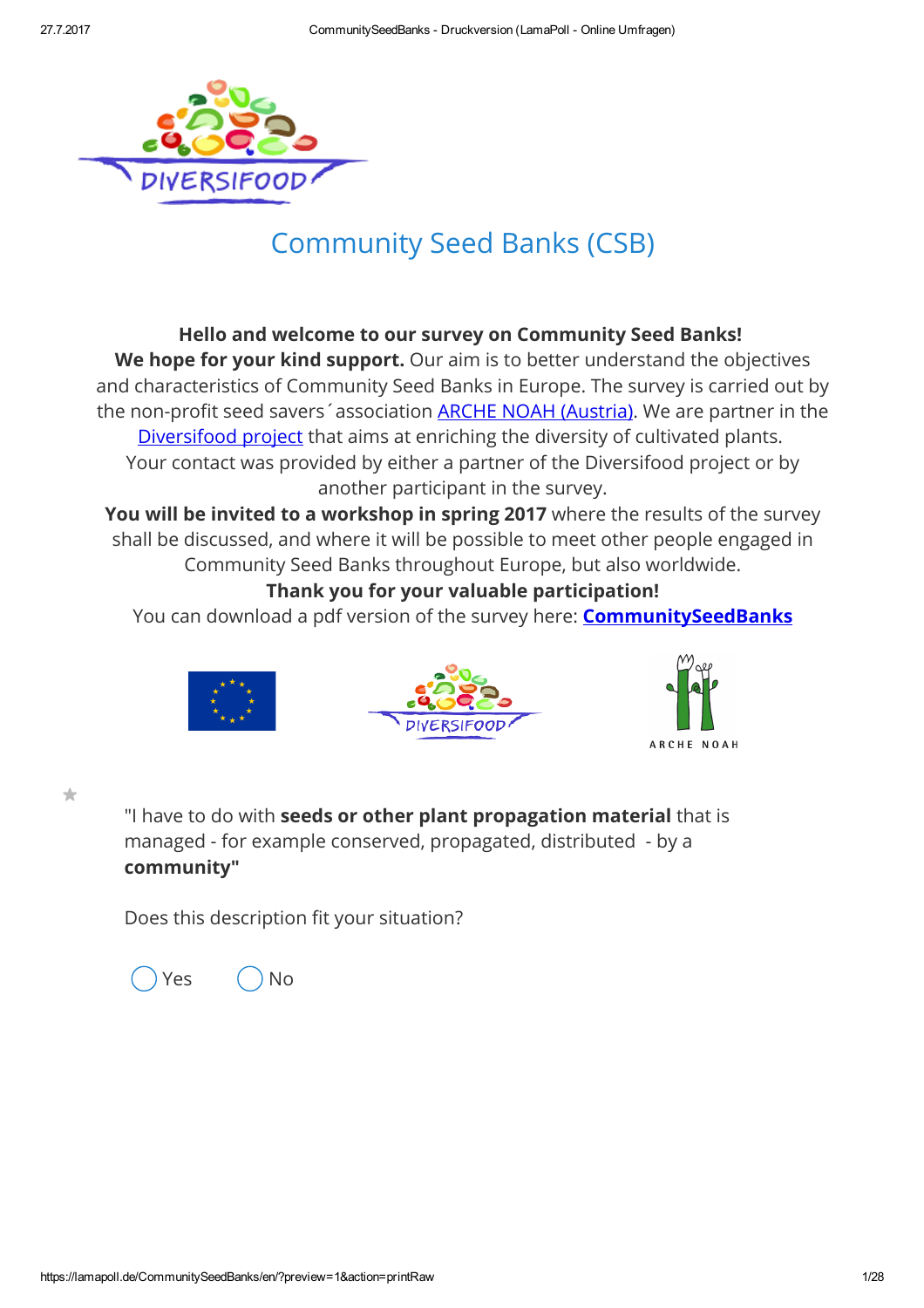# Community Seed Banks (CSB)

**Hello and welcome to our survey on Community Seed Banks!**
**We hope for your kind support.** Our aim is to better understand the objectives and characteristics of Community Seed Banks in Europe. The survey is carried out by the non-profit seed savers´ association ARCHE NOAH (Austria). We are partner in the Diversifood project that aims at enriching the diversity of cultivated plants. Your contact was provided by either a partner of the Diversifood project or by another participant in the survey.
**You will be invited to a workshop in spring 2017** where the results of the survey shall be discussed, and where it will be possible to meet other people engaged in Community Seed Banks throughout Europe, but also worldwide.
**Thank you for your valuable participation!**
You can download a pdf version of the survey here: **CommunitySeedBanks**

"I have to do with **seeds or other plant propagation material** that is managed - for example conserved, propagated, distributed - by a **community"**

Does this description fit your situation?

◯ Yes ◯ No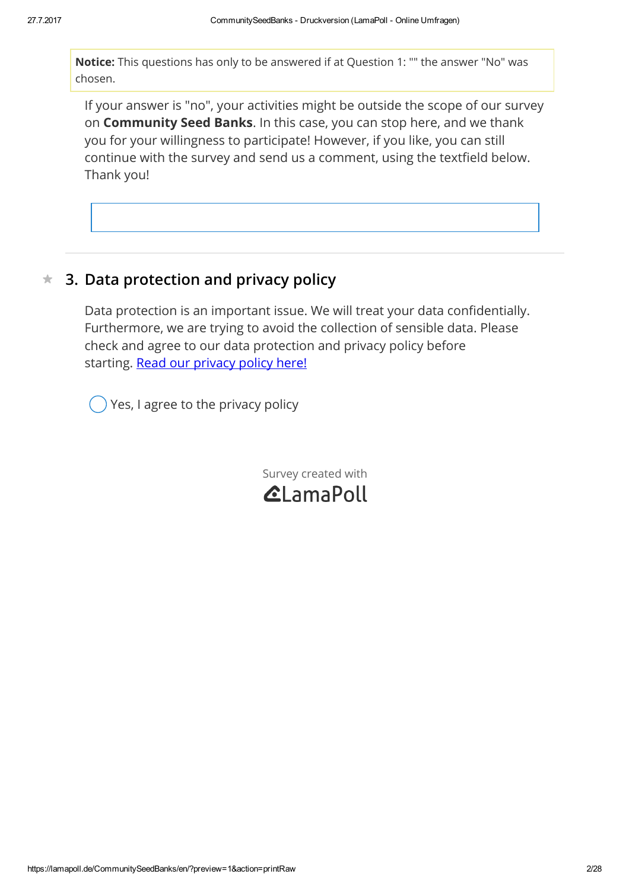**Notice:** This questions has only to be answered if at Question 1: "" the answer "No" was chosen.

If your answer is "no", your activities might be outside the scope of our survey on **Community Seed Banks**. In this case, you can stop here, and we thank you for your willingness to participate! However, if you like, you can still continue with the survey and send us a comment, using the textfield below. Thank you!

---

## 3. Data protection and privacy policy

Data protection is an important issue. We will treat your data confidentially. Furthermore, we are trying to avoid the collection of sensible data. Please check and agree to our data protection and privacy policy before starting. [Read our privacy policy here!]

◯ Yes, I agree to the privacy policy

Survey created with
LamaPoll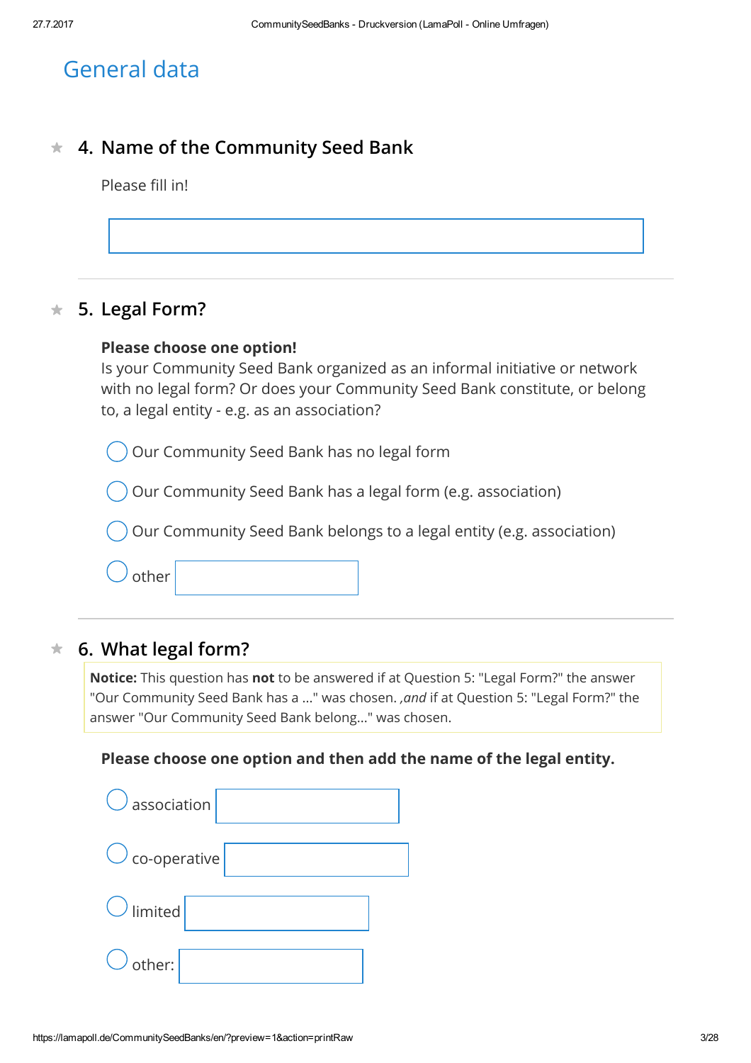# General data

## ★ 4. Name of the Community Seed Bank

Please fill in!

\_\_\_\_\_\_\_\_\_\_\_\_\_\_\_\_\_\_\_\_\_\_\_\_\_\_\_\_\_\_

---

## ★ 5. Legal Form?

**Please choose one option!**
Is your Community Seed Bank organized as an informal initiative or network with no legal form? Or does your Community Seed Bank constitute, or belong to, a legal entity - e.g. as an association?

- ◯ Our Community Seed Bank has no legal form
- ◯ Our Community Seed Bank has a legal form (e.g. association)
- ◯ Our Community Seed Bank belongs to a legal entity (e.g. association)
- ◯ other \_\_\_\_\_\_\_\_\_\_

---

## ★ 6. What legal form?

**Notice:** This question has **not** to be answered if at Question 5: "Legal Form?" the answer "Our Community Seed Bank has a ..." was chosen. *,and* if at Question 5: "Legal Form?" the answer "Our Community Seed Bank belong..." was chosen.

**Please choose one option and then add the name of the legal entity.**

- ◯ association \_\_\_\_\_\_\_\_\_\_
- ◯ co-operative \_\_\_\_\_\_\_\_\_\_
- ◯ limited \_\_\_\_\_\_\_\_\_\_
- ◯ other: \_\_\_\_\_\_\_\_\_\_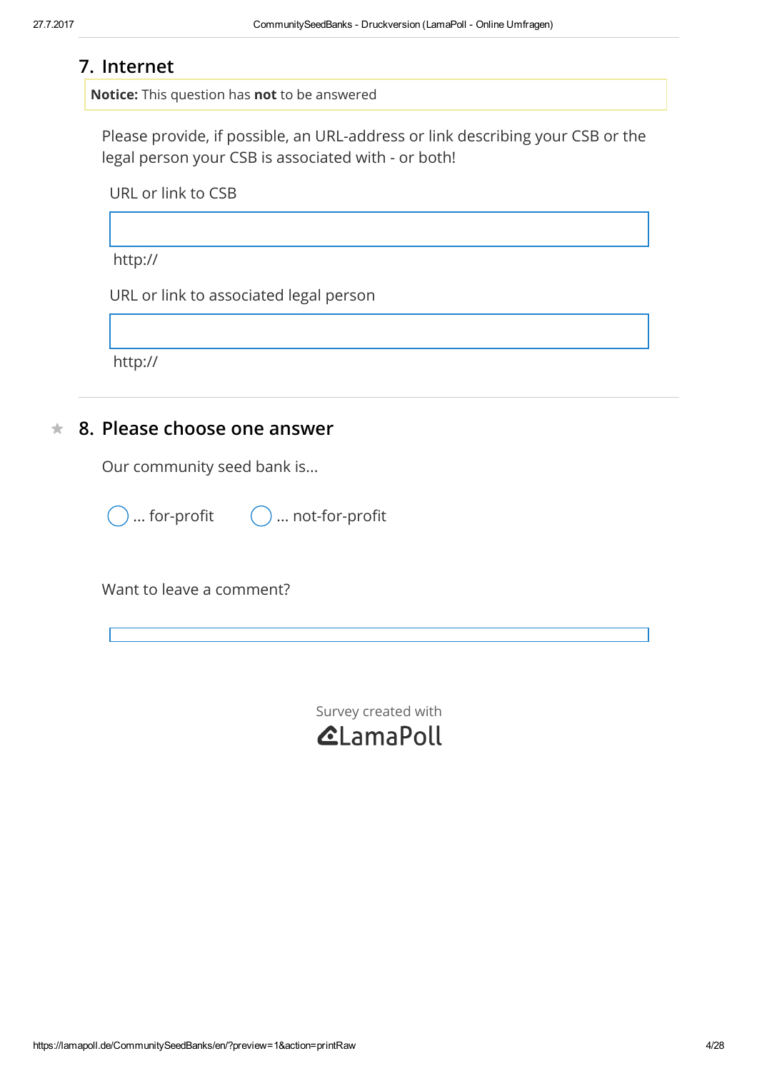## 7. Internet

**Notice:** This question has **not** to be answered

Please provide, if possible, an URL-address or link describing your CSB or the legal person your CSB is associated with - or both!

URL or link to CSB

http://

URL or link to associated legal person

http://

## ★ 8. Please choose one answer

Our community seed bank is...

◯ ... for-profit ◯ ... not-for-profit

Want to leave a comment?

Survey created with LamaPoll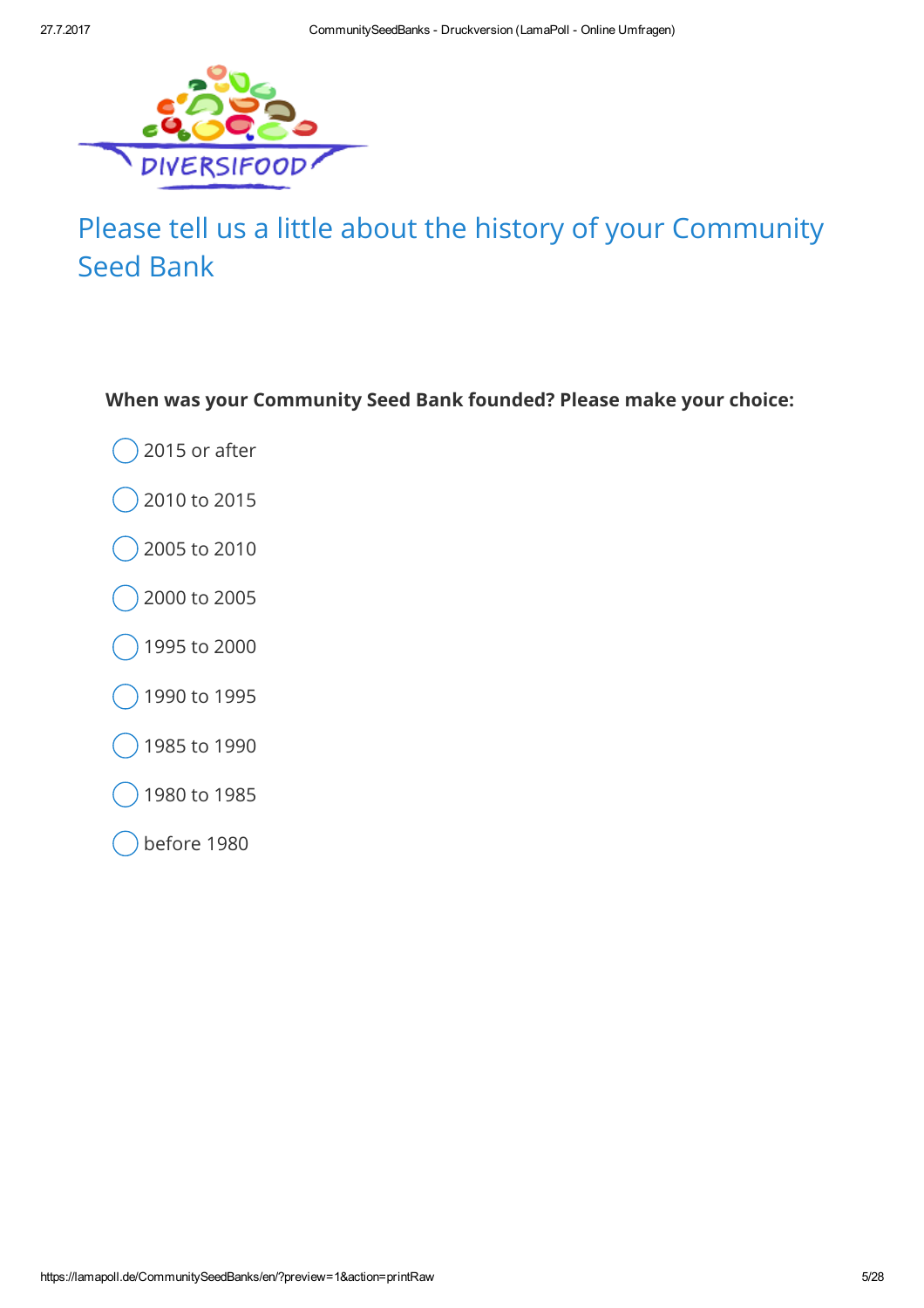# Please tell us a little about the history of your Community Seed Bank

**When was your Community Seed Bank founded? Please make your choice:**

- ◯ 2015 or after
- ◯ 2010 to 2015
- ◯ 2005 to 2010
- ◯ 2000 to 2005
- ◯ 1995 to 2000
- ◯ 1990 to 1995
- ◯ 1985 to 1990
- ◯ 1980 to 1985
- ◯ before 1980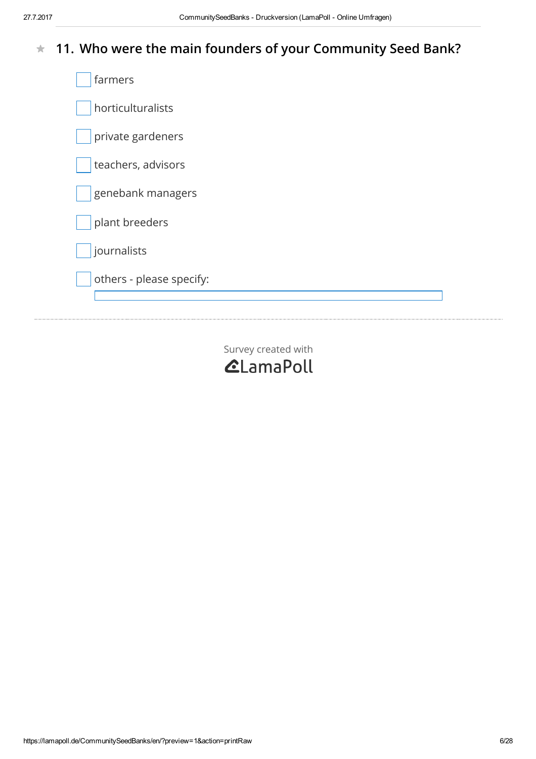## 11. Who were the main founders of your Community Seed Bank?

- [ ] farmers
- [ ] horticulturalists
- [ ] private gardeners
- [ ] teachers, advisors
- [ ] genebank managers
- [ ] plant breeders
- [ ] journalists
- [ ] others - please specify:

Survey created with LamaPoll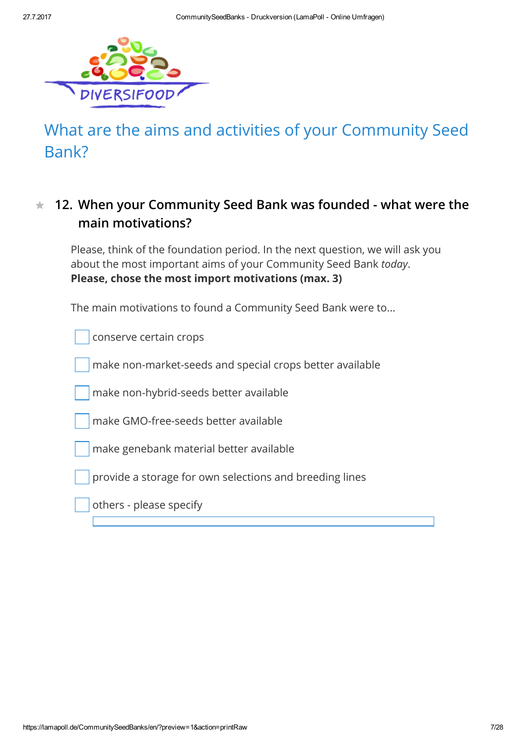# What are the aims and activities of your Community Seed Bank?

## ★ 12. When your Community Seed Bank was founded - what were the main motivations?

Please, think of the foundation period. In the next question, we will ask you about the most important aims of your Community Seed Bank *today*.
**Please, chose the most import motivations (max. 3)**

The main motivations to found a Community Seed Bank were to...

- [ ] conserve certain crops
- [ ] make non-market-seeds and special crops better available
- [ ] make non-hybrid-seeds better available
- [ ] make GMO-free-seeds better available
- [ ] make genebank material better available
- [ ] provide a storage for own selections and breeding lines
- [ ] others - please specify

______________________________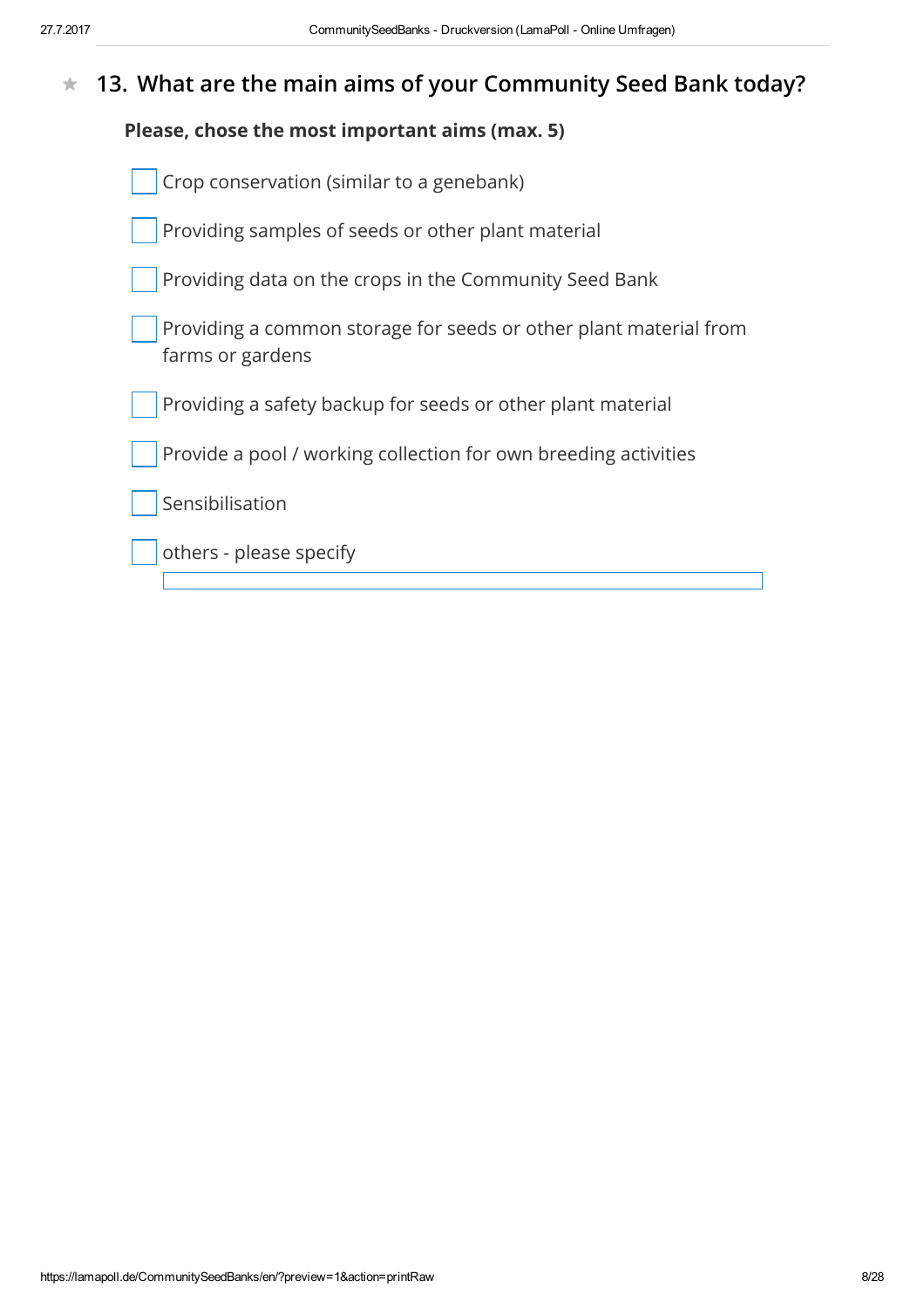## ★ 13. What are the main aims of your Community Seed Bank today?

**Please, chose the most important aims (max. 5)**

- [ ] Crop conservation (similar to a genebank)
- [ ] Providing samples of seeds or other plant material
- [ ] Providing data on the crops in the Community Seed Bank
- [ ] Providing a common storage for seeds or other plant material from farms or gardens
- [ ] Providing a safety backup for seeds or other plant material
- [ ] Provide a pool / working collection for own breeding activities
- [ ] Sensibilisation
- [ ] others - please specify

_______________________________________________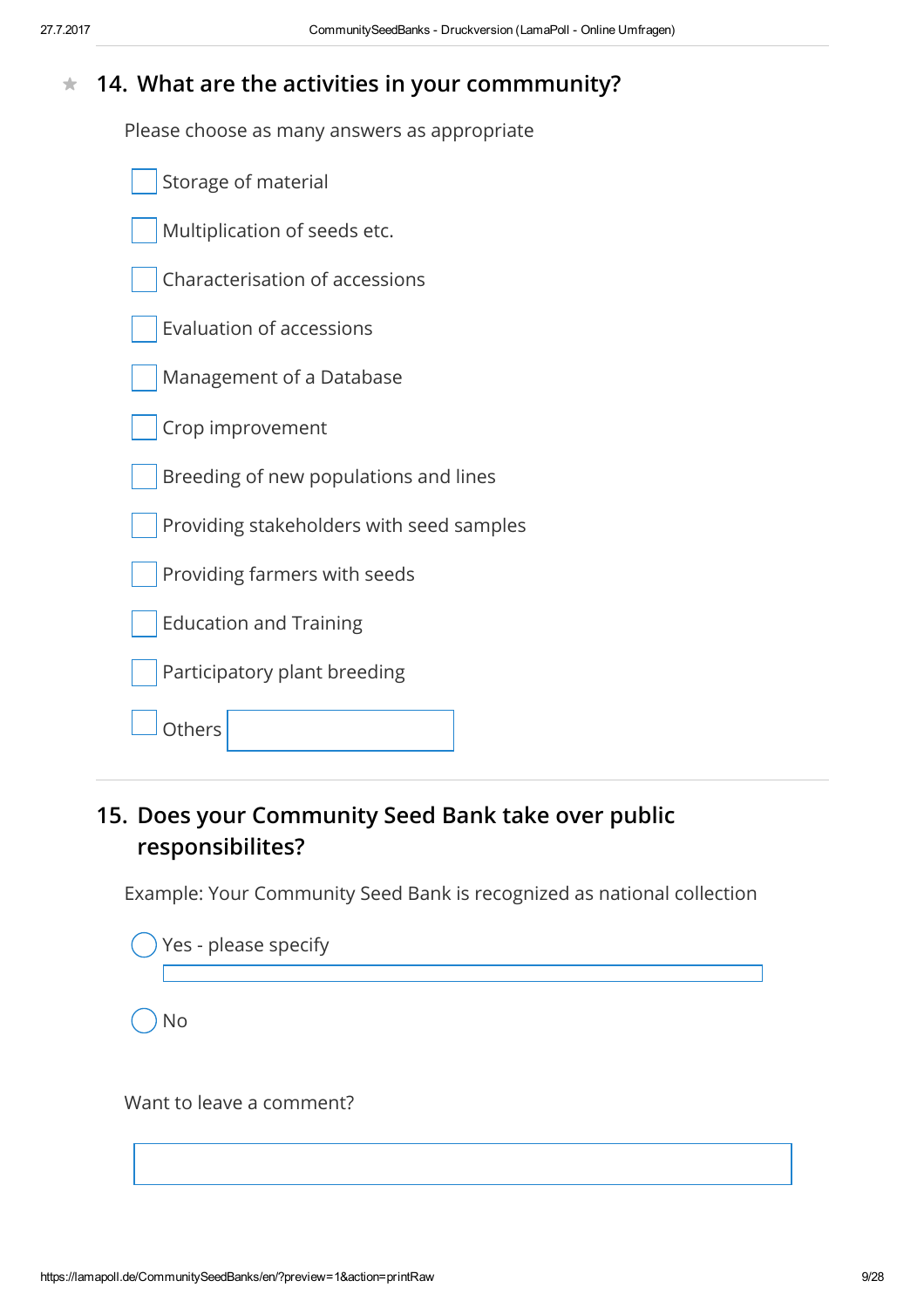## 14. What are the activities in your commmunity?

Please choose as many answers as appropriate

- [ ] Storage of material
- [ ] Multiplication of seeds etc.
- [ ] Characterisation of accessions
- [ ] Evaluation of accessions
- [ ] Management of a Database
- [ ] Crop improvement
- [ ] Breeding of new populations and lines
- [ ] Providing stakeholders with seed samples
- [ ] Providing farmers with seeds
- [ ] Education and Training
- [ ] Participatory plant breeding
- [ ] Others ____________

## 15. Does your Community Seed Bank take over public responsibilites?

Example: Your Community Seed Bank is recognized as national collection

- ( ) Yes - please specify ____________
- ( ) No

Want to leave a comment?

____________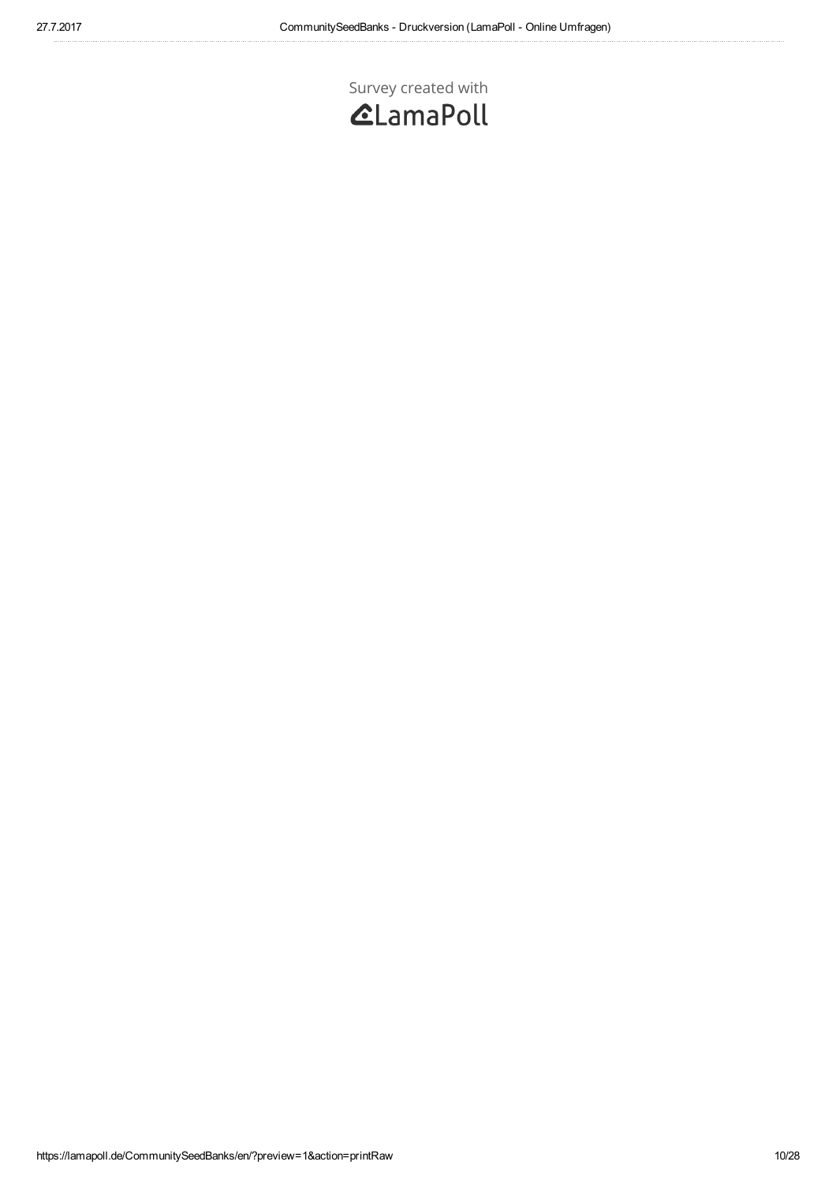Survey created with
LamaPoll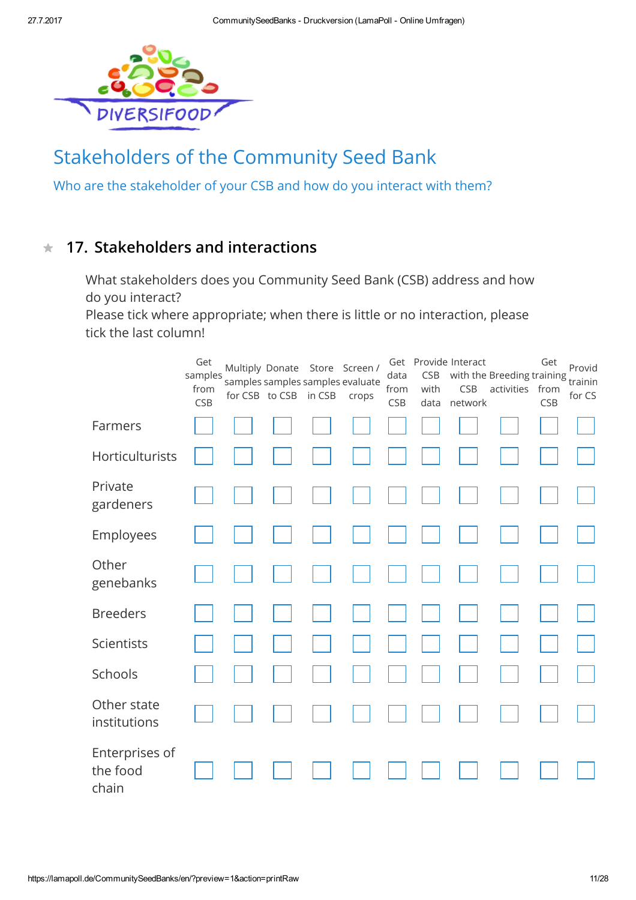## Stakeholders of the Community Seed Bank

Who are the stakeholder of your CSB and how do you interact with them?

### 17. Stakeholders and interactions

What stakeholders does you Community Seed Bank (CSB) address and how do you interact?
Please tick where appropriate; when there is little or no interaction, please tick the last column!

| | Get samples from CSB | Multiply samples for CSB | Donate samples to CSB | Store samples in CSB | Screen / evaluate crops | Get data from CSB | Provide CSB with data | Interact with the CSB network | Breeding activities | Get training from CSB | Provid trainin for CS |
|---|---|---|---|---|---|---|---|---|---|---|---|
| Farmers | ☐ | ☐ | ☐ | ☐ | ☐ | ☐ | ☐ | ☐ | ☐ | ☐ | ☐ |
| Horticulturists | ☐ | ☐ | ☐ | ☐ | ☐ | ☐ | ☐ | ☐ | ☐ | ☐ | ☐ |
| Private gardeners | ☐ | ☐ | ☐ | ☐ | ☐ | ☐ | ☐ | ☐ | ☐ | ☐ | ☐ |
| Employees | ☐ | ☐ | ☐ | ☐ | ☐ | ☐ | ☐ | ☐ | ☐ | ☐ | ☐ |
| Other genebanks | ☐ | ☐ | ☐ | ☐ | ☐ | ☐ | ☐ | ☐ | ☐ | ☐ | ☐ |
| Breeders | ☐ | ☐ | ☐ | ☐ | ☐ | ☐ | ☐ | ☐ | ☐ | ☐ | ☐ |
| Scientists | ☐ | ☐ | ☐ | ☐ | ☐ | ☐ | ☐ | ☐ | ☐ | ☐ | ☐ |
| Schools | ☐ | ☐ | ☐ | ☐ | ☐ | ☐ | ☐ | ☐ | ☐ | ☐ | ☐ |
| Other state institutions | ☐ | ☐ | ☐ | ☐ | ☐ | ☐ | ☐ | ☐ | ☐ | ☐ | ☐ |
| Enterprises of the food chain | ☐ | ☐ | ☐ | ☐ | ☐ | ☐ | ☐ | ☐ | ☐ | ☐ | ☐ |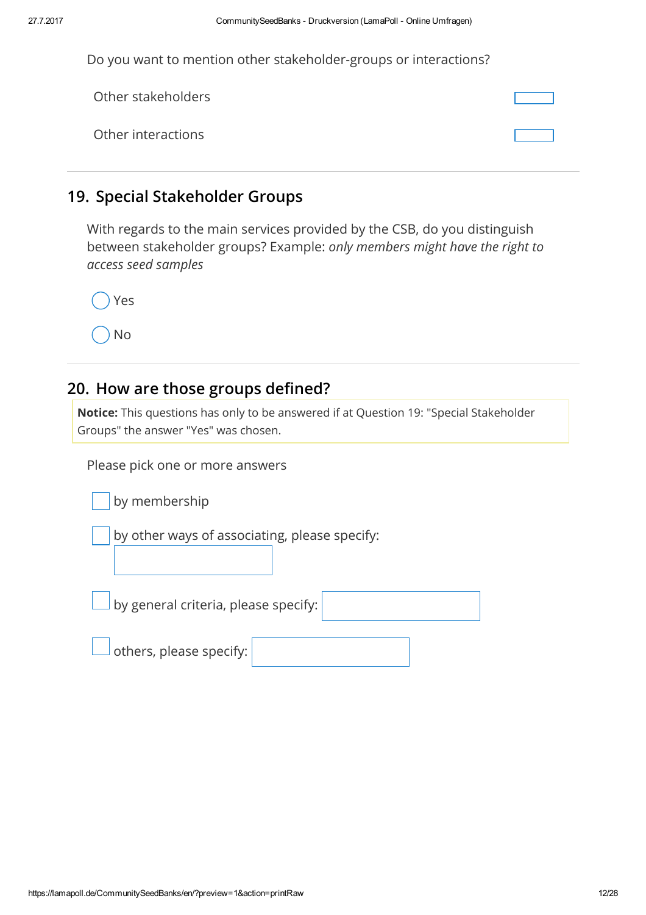Do you want to mention other stakeholder-groups or interactions?

Other stakeholders

Other interactions

## 19. Special Stakeholder Groups

With regards to the main services provided by the CSB, do you distinguish between stakeholder groups? Example: *only members might have the right to access seed samples*

- Yes
- No

## 20. How are those groups defined?

**Notice:** This questions has only to be answered if at Question 19: "Special Stakeholder Groups" the answer "Yes" was chosen.

Please pick one or more answers

- by membership
- by other ways of associating, please specify:
- by general criteria, please specify:
- others, please specify: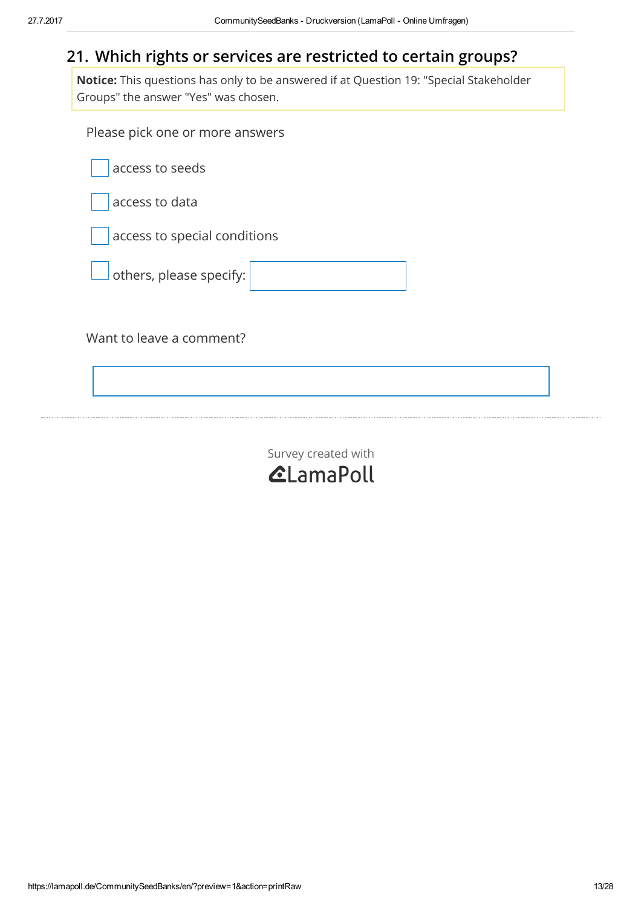## 21. Which rights or services are restricted to certain groups?

**Notice:** This questions has only to be answered if at Question 19: "Special Stakeholder Groups" the answer "Yes" was chosen.

Please pick one or more answers

- [ ] access to seeds
- [ ] access to data
- [ ] access to special conditions
- [ ] others, please specify: \_\_\_\_\_\_\_\_

Want to leave a comment?

\_\_\_\_\_\_\_\_

Survey created with LamaPoll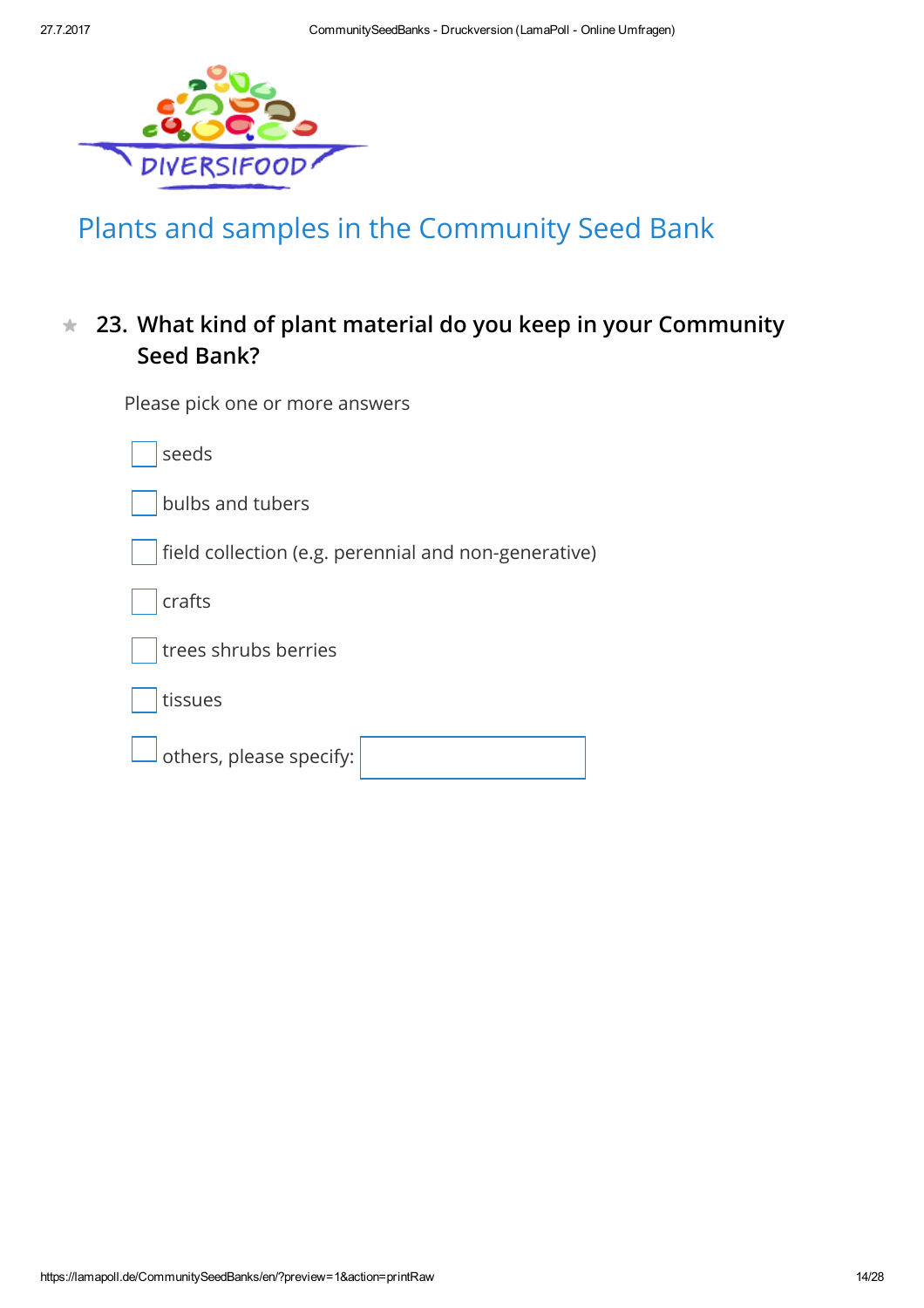## Plants and samples in the Community Seed Bank

### 23. What kind of plant material do you keep in your Community Seed Bank?

Please pick one or more answers

- [ ] seeds
- [ ] bulbs and tubers
- [ ] field collection (e.g. perennial and non-generative)
- [ ] crafts
- [ ] trees shrubs berries
- [ ] tissues
- [ ] others, please specify: ____________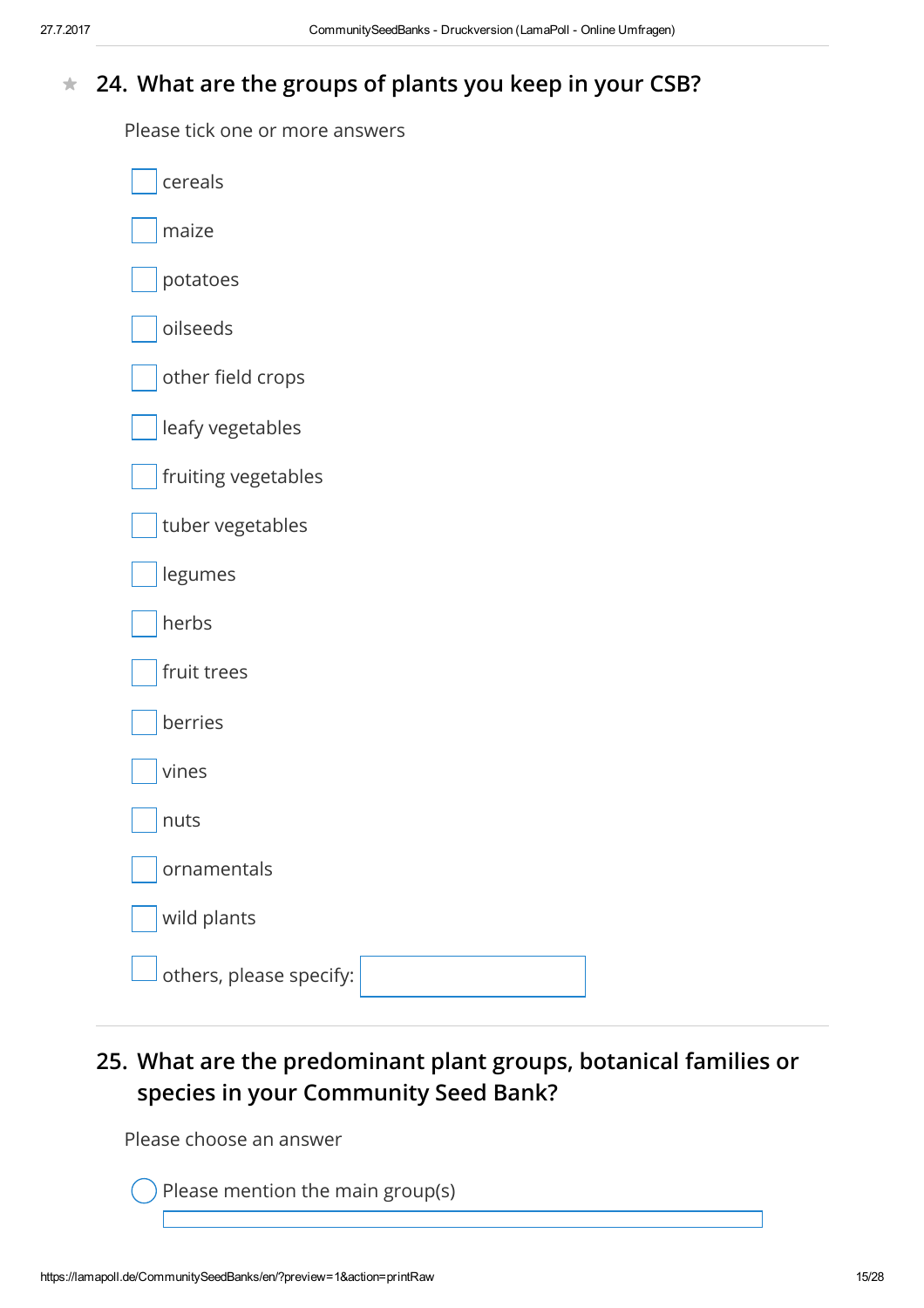## ★ 24. What are the groups of plants you keep in your CSB?

Please tick one or more answers

- [ ] cereals
- [ ] maize
- [ ] potatoes
- [ ] oilseeds
- [ ] other field crops
- [ ] leafy vegetables
- [ ] fruiting vegetables
- [ ] tuber vegetables
- [ ] legumes
- [ ] herbs
- [ ] fruit trees
- [ ] berries
- [ ] vines
- [ ] nuts
- [ ] ornamentals
- [ ] wild plants
- [ ] others, please specify: ____________

---

## 25. What are the predominant plant groups, botanical families or species in your Community Seed Bank?

Please choose an answer

- ◯ Please mention the main group(s) ____________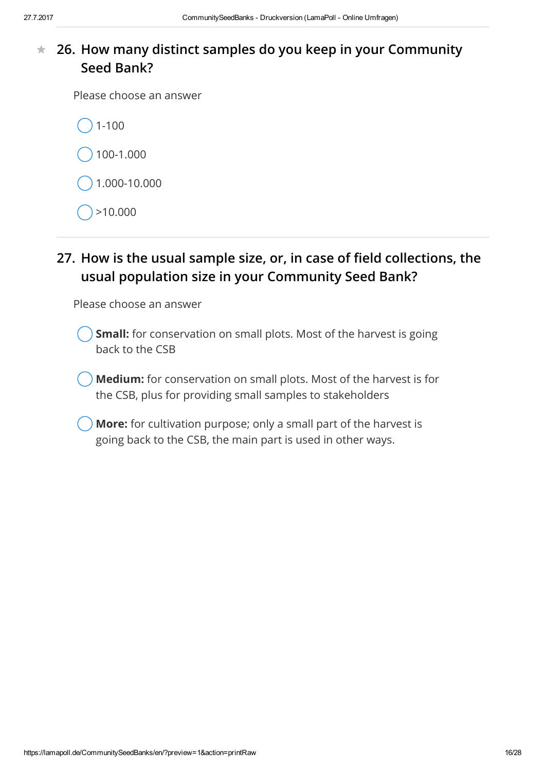## ★ 26. How many distinct samples do you keep in your Community Seed Bank?

Please choose an answer

- ◯ 1-100
- ◯ 100-1.000
- ◯ 1.000-10.000
- ◯ >10.000

## 27. How is the usual sample size, or, in case of field collections, the usual population size in your Community Seed Bank?

Please choose an answer

- ◯ **Small:** for conservation on small plots. Most of the harvest is going back to the CSB
- ◯ **Medium:** for conservation on small plots. Most of the harvest is for the CSB, plus for providing small samples to stakeholders
- ◯ **More:** for cultivation purpose; only a small part of the harvest is going back to the CSB, the main part is used in other ways.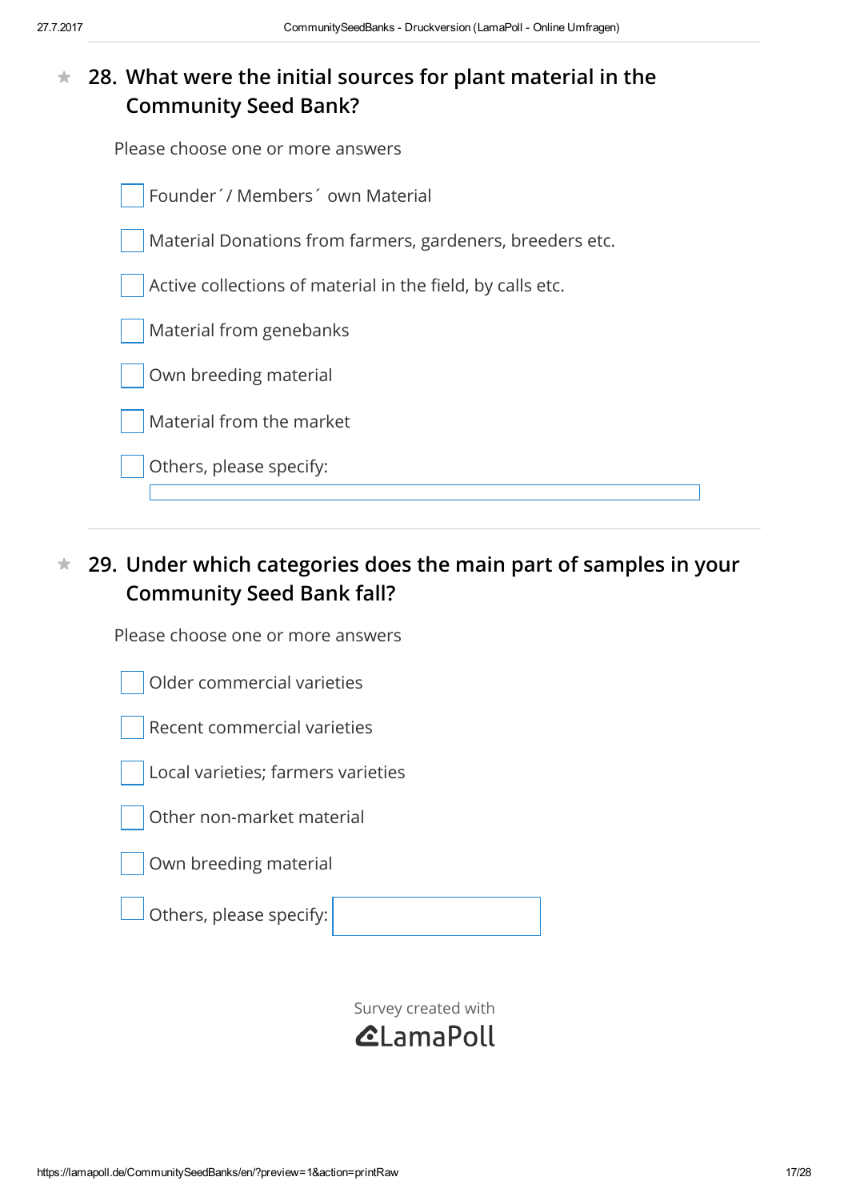## 28. What were the initial sources for plant material in the Community Seed Bank?

Please choose one or more answers

- [ ] Founder´/ Members´ own Material
- [ ] Material Donations from farmers, gardeners, breeders etc.
- [ ] Active collections of material in the field, by calls etc.
- [ ] Material from genebanks
- [ ] Own breeding material
- [ ] Material from the market
- [ ] Others, please specify: \_\_\_\_\_\_\_\_\_\_

## 29. Under which categories does the main part of samples in your Community Seed Bank fall?

Please choose one or more answers

- [ ] Older commercial varieties
- [ ] Recent commercial varieties
- [ ] Local varieties; farmers varieties
- [ ] Other non-market material
- [ ] Own breeding material
- [ ] Others, please specify: \_\_\_\_\_\_\_\_\_\_

Survey created with LamaPoll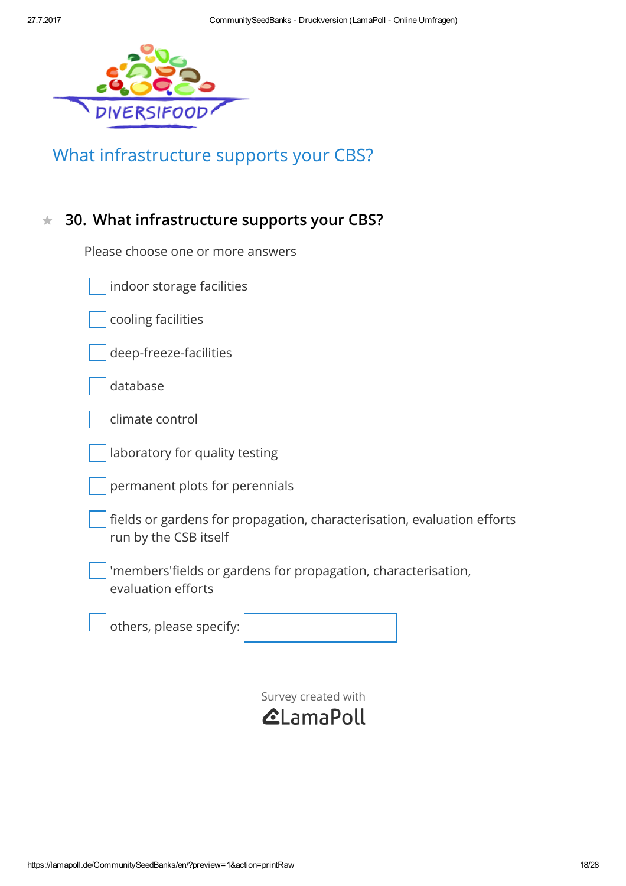## What infrastructure supports your CBS?

### 30. What infrastructure supports your CBS?

Please choose one or more answers

- [ ] indoor storage facilities
- [ ] cooling facilities
- [ ] deep-freeze-facilities
- [ ] database
- [ ] climate control
- [ ] laboratory for quality testing
- [ ] permanent plots for perennials
- [ ] fields or gardens for propagation, characterisation, evaluation efforts run by the CSB itself
- [ ] 'members'fields or gardens for propagation, characterisation, evaluation efforts
- [ ] others, please specify: ____________

Survey created with LamaPoll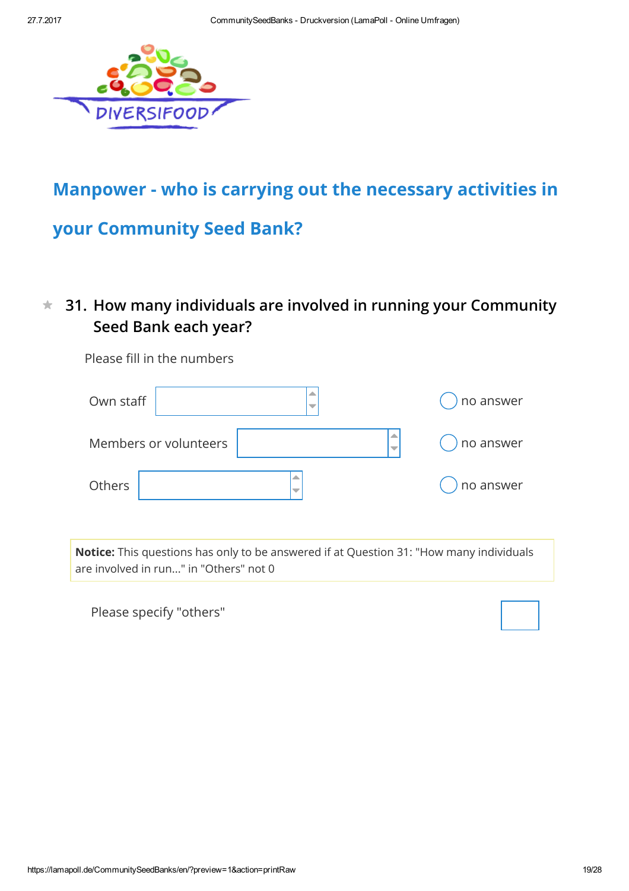## Manpower - who is carrying out the necessary activities in your Community Seed Bank?

### 31. How many individuals are involved in running your Community Seed Bank each year?

Please fill in the numbers

Own staff ◯ no answer

Members or volunteers ◯ no answer

Others ◯ no answer

**Notice:** This questions has only to be answered if at Question 31: "How many individuals are involved in run..." in "Others" not 0

Please specify "others"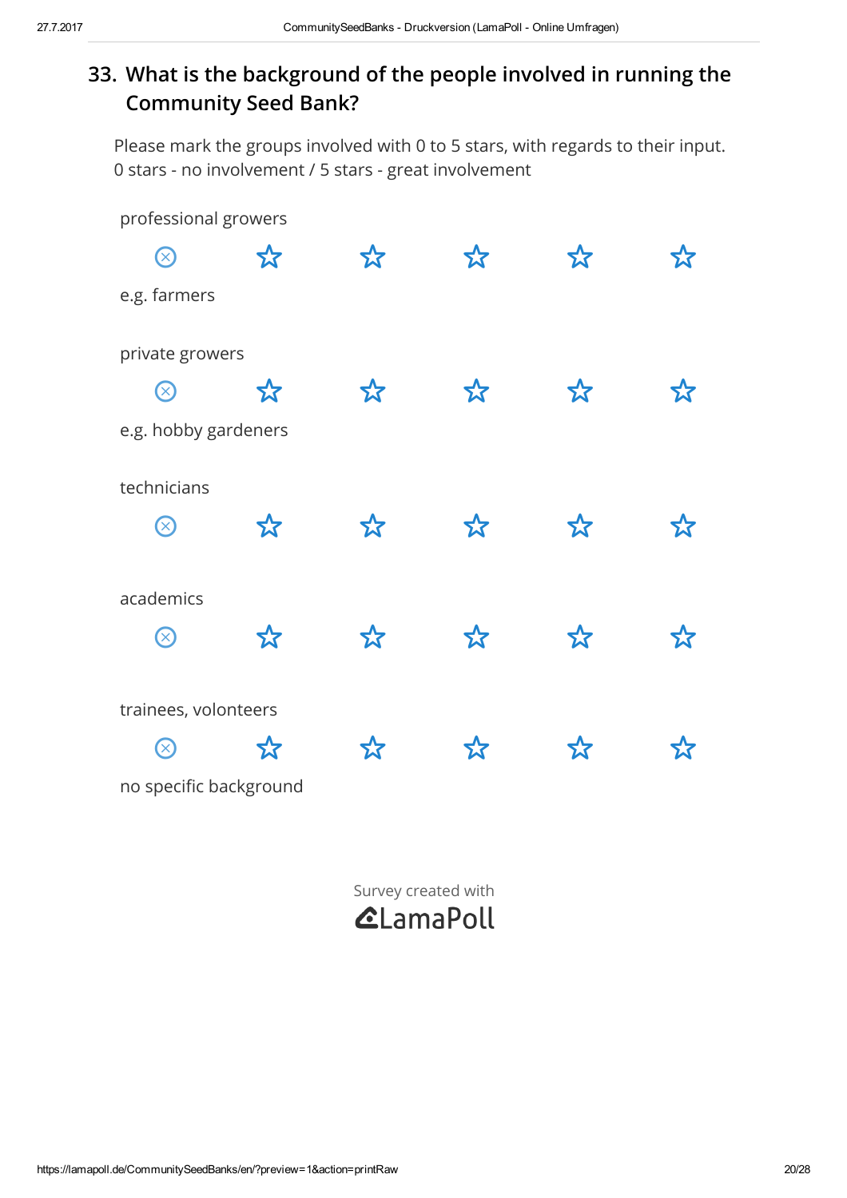## 33. What is the background of the people involved in running the Community Seed Bank?

Please mark the groups involved with 0 to 5 stars, with regards to their input.
0 stars - no involvement / 5 stars - great involvement

professional growers

⊗ ☆ ☆ ☆ ☆ ☆

e.g. farmers

private growers

⊗ ☆ ☆ ☆ ☆ ☆

e.g. hobby gardeners

technicians

⊗ ☆ ☆ ☆ ☆ ☆

academics

⊗ ☆ ☆ ☆ ☆ ☆

trainees, volonteers

⊗ ☆ ☆ ☆ ☆ ☆

no specific background

Survey created with LamaPoll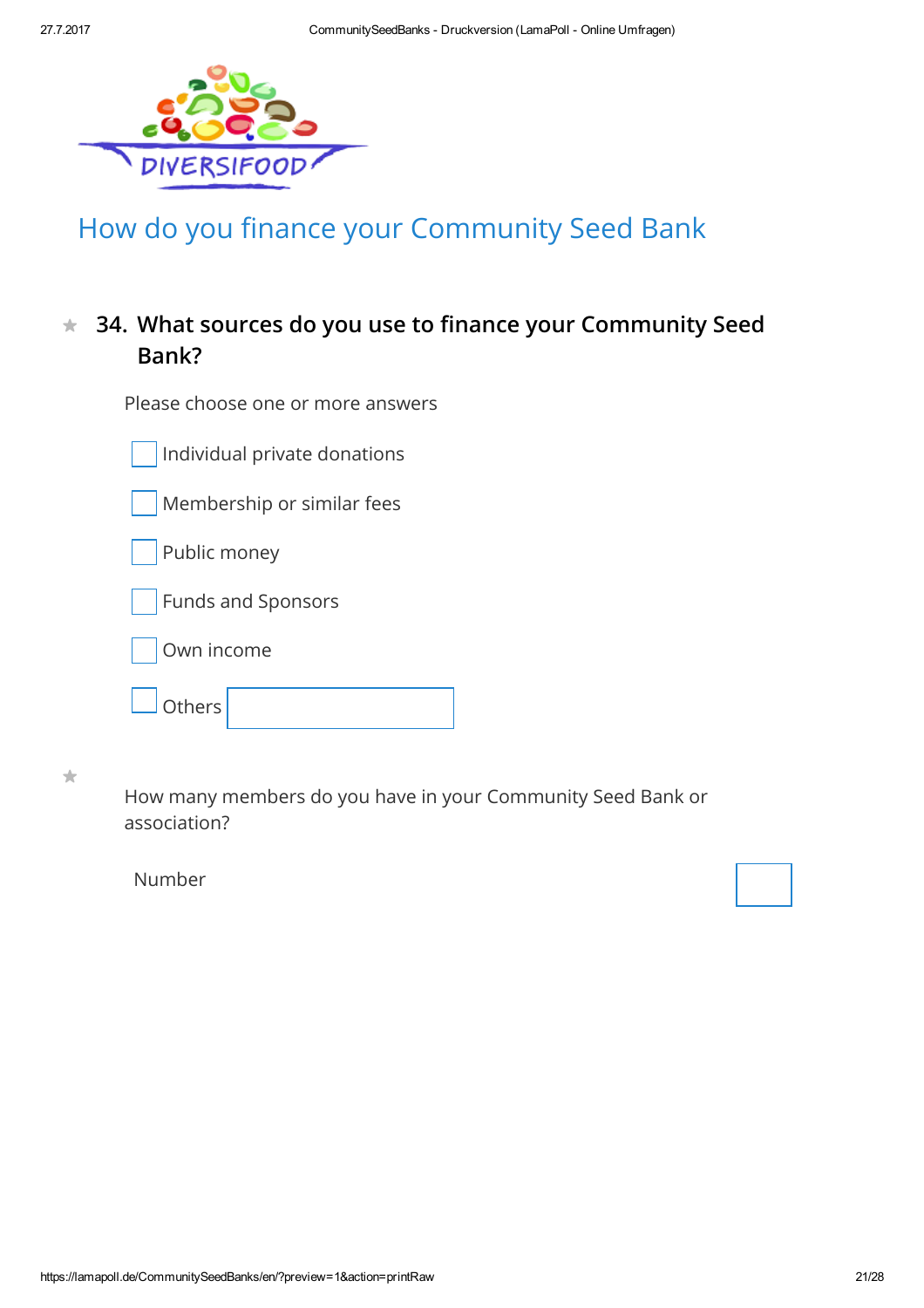## How do you finance your Community Seed Bank

### 34. What sources do you use to finance your Community Seed Bank?

Please choose one or more answers

- [ ] Individual private donations
- [ ] Membership or similar fees
- [ ] Public money
- [ ] Funds and Sponsors
- [ ] Own income
- [ ] Others ________

How many members do you have in your Community Seed Bank or association?

Number ________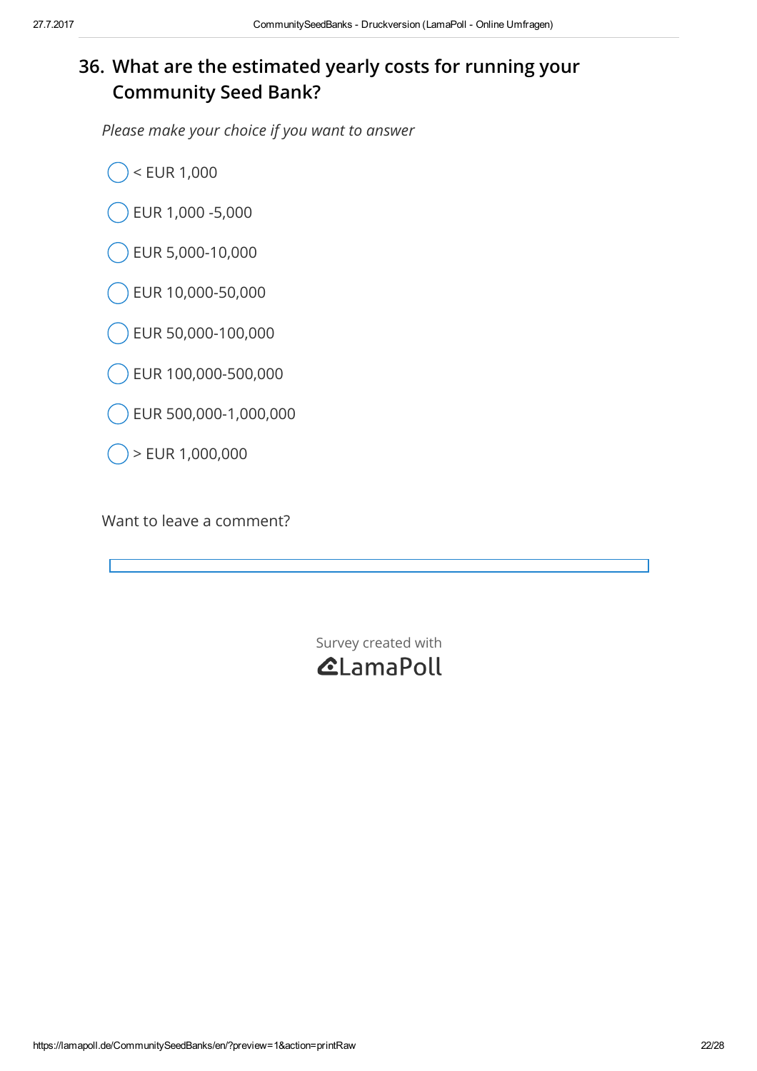## 36. What are the estimated yearly costs for running your Community Seed Bank?

*Please make your choice if you want to answer*

- < EUR 1,000
- EUR 1,000 -5,000
- EUR 5,000-10,000
- EUR 10,000-50,000
- EUR 50,000-100,000
- EUR 100,000-500,000
- EUR 500,000-1,000,000
- > EUR 1,000,000

Want to leave a comment?

Survey created with LamaPoll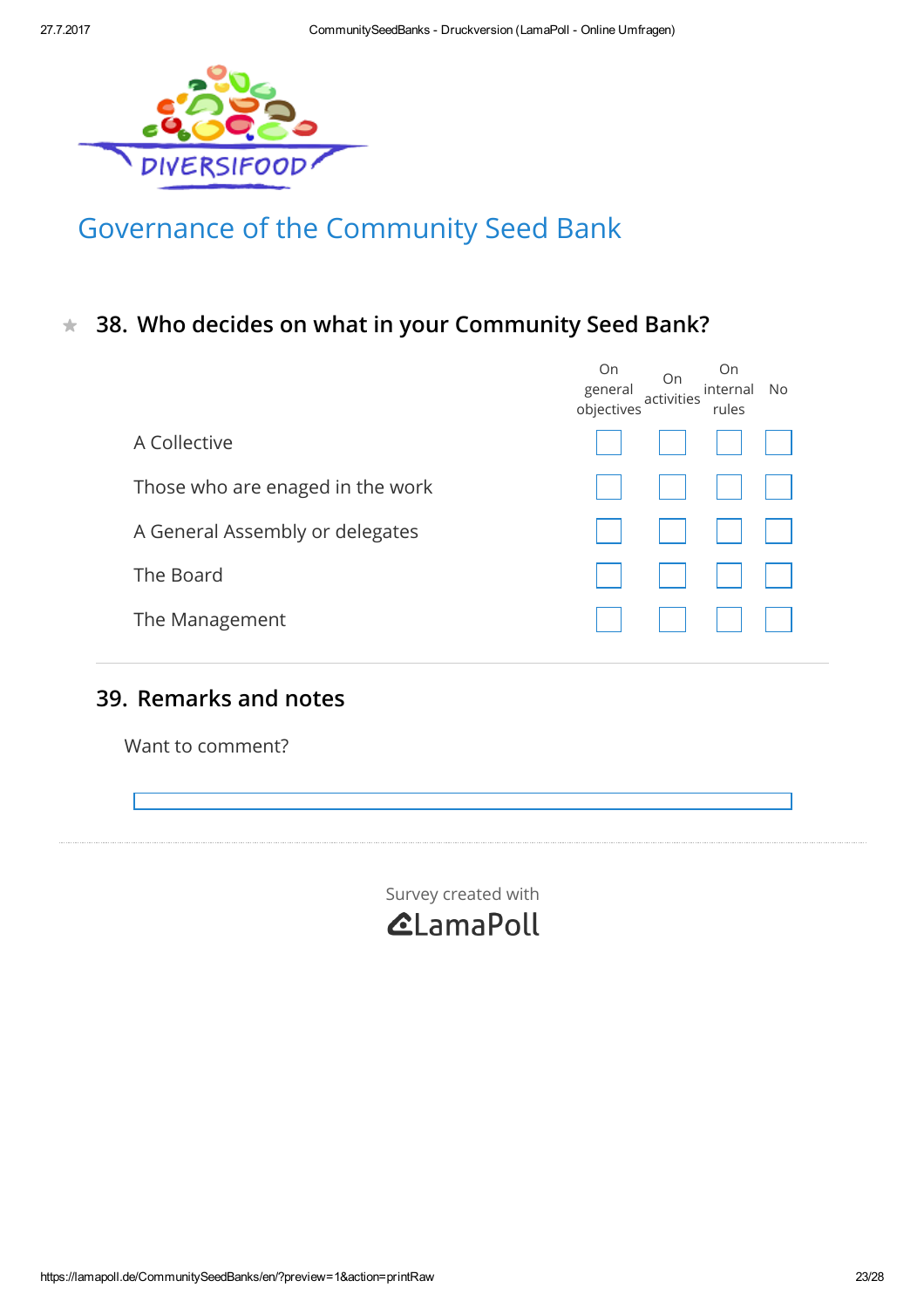# Governance of the Community Seed Bank

## 38. Who decides on what in your Community Seed Bank?

| | On general objectives | On activities | On internal rules | No |
|---|---|---|---|---|
| A Collective | ☐ | ☐ | ☐ | ☐ |
| Those who are engaged in the work | ☐ | ☐ | ☐ | ☐ |
| A General Assembly or delegates | ☐ | ☐ | ☐ | ☐ |
| The Board | ☐ | ☐ | ☐ | ☐ |
| The Management | ☐ | ☐ | ☐ | ☐ |

## 39. Remarks and notes

Want to comment?

Survey created with LamaPoll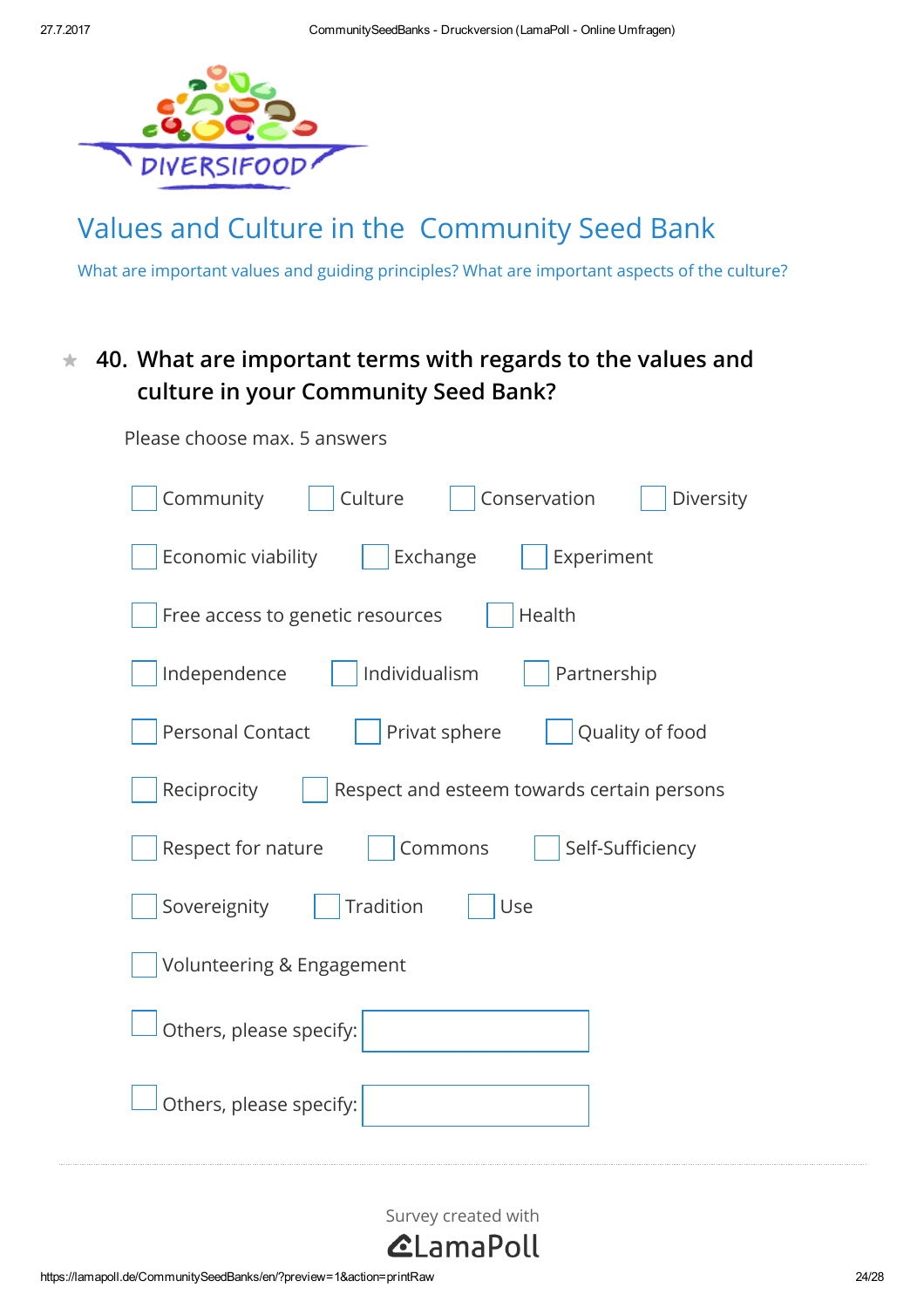## Values and Culture in the Community Seed Bank

What are important values and guiding principles? What are important aspects of the culture?

### ★ 40. What are important terms with regards to the values and culture in your Community Seed Bank?

Please choose max. 5 answers

- ☐ Community
- ☐ Culture
- ☐ Conservation
- ☐ Diversity
- ☐ Economic viability
- ☐ Exchange
- ☐ Experiment
- ☐ Free access to genetic resources
- ☐ Health
- ☐ Independence
- ☐ Individualism
- ☐ Partnership
- ☐ Personal Contact
- ☐ Privat sphere
- ☐ Quality of food
- ☐ Reciprocity
- ☐ Respect and esteem towards certain persons
- ☐ Respect for nature
- ☐ Commons
- ☐ Self-Sufficiency
- ☐ Sovereignity
- ☐ Tradition
- ☐ Use
- ☐ Volunteering & Engagement
- ☐ Others, please specify: ____________
- ☐ Others, please specify: ____________

Survey created with LamaPoll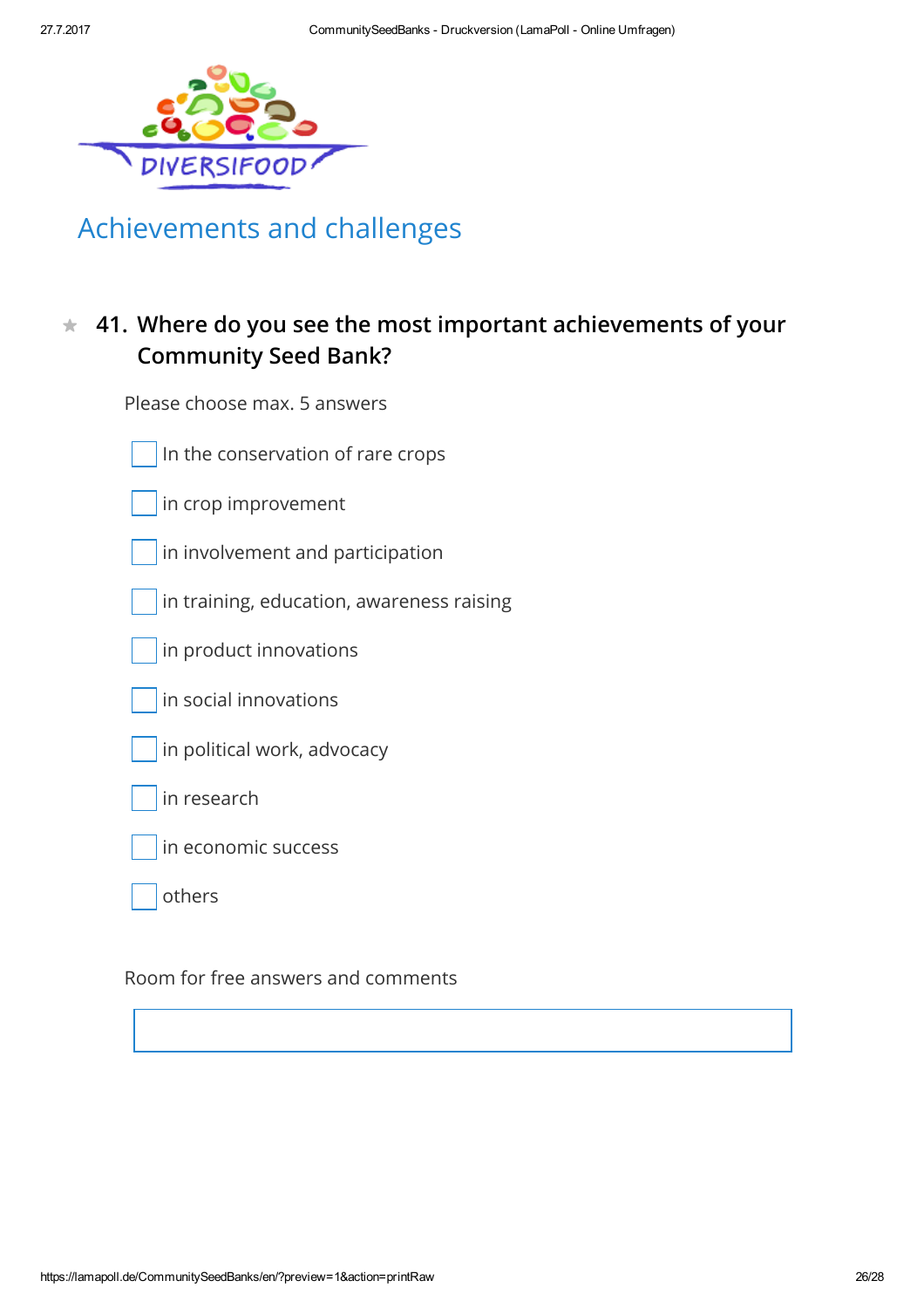## Achievements and challenges

### 41. Where do you see the most important achievements of your Community Seed Bank?

Please choose max. 5 answers

- [ ] In the conservation of rare crops
- [ ] in crop improvement
- [ ] in involvement and participation
- [ ] in training, education, awareness raising
- [ ] in product innovations
- [ ] in social innovations
- [ ] in political work, advocacy
- [ ] in research
- [ ] in economic success
- [ ] others

Room for free answers and comments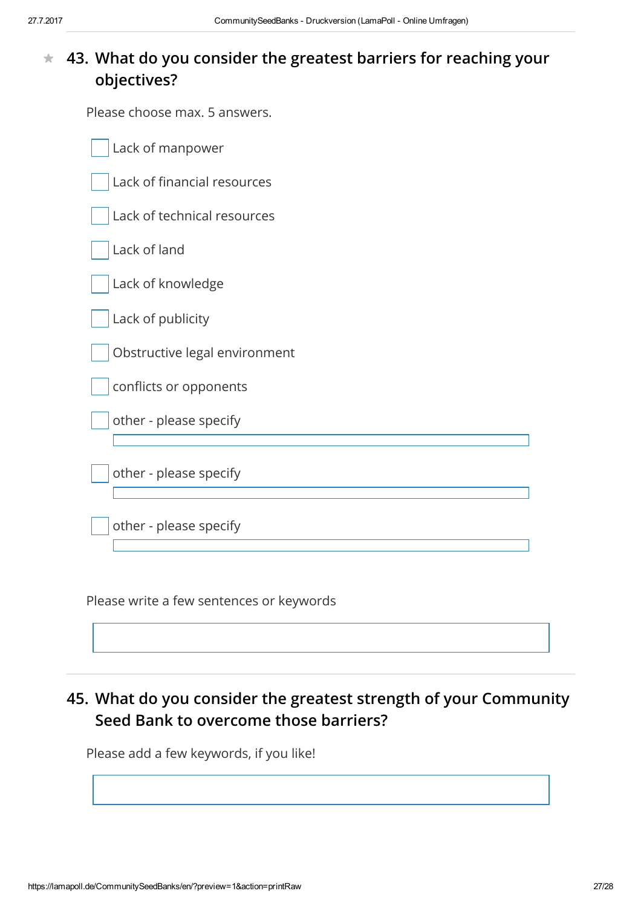## 43. What do you consider the greatest barriers for reaching your objectives?

Please choose max. 5 answers.

- [ ] Lack of manpower
- [ ] Lack of financial resources
- [ ] Lack of technical resources
- [ ] Lack of land
- [ ] Lack of knowledge
- [ ] Lack of publicity
- [ ] Obstructive legal environment
- [ ] conflicts or opponents
- [ ] other - please specify ____________________
- [ ] other - please specify ____________________
- [ ] other - please specify ____________________

Please write a few sentences or keywords

____________________

## 45. What do you consider the greatest strength of your Community Seed Bank to overcome those barriers?

Please add a few keywords, if you like!

____________________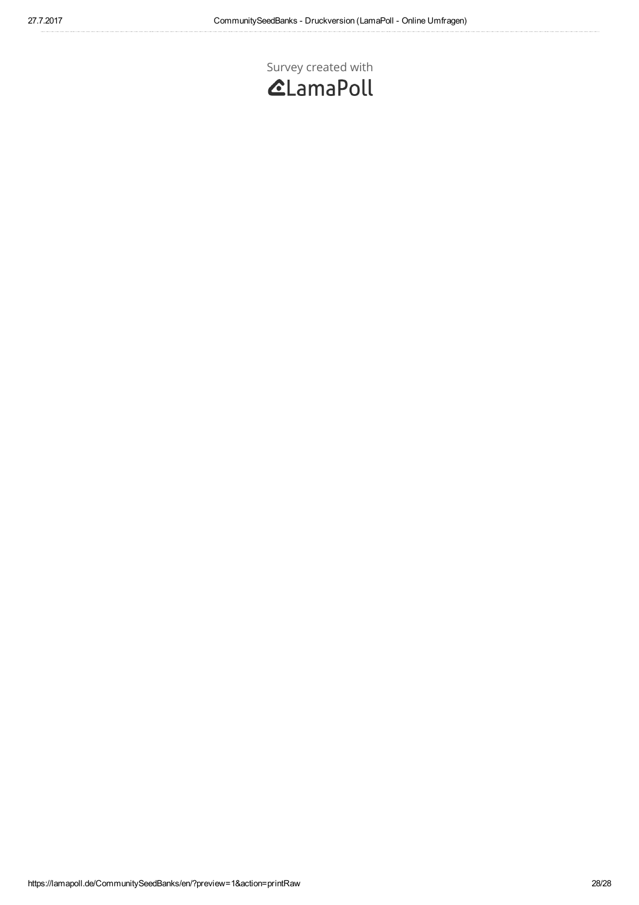Survey created with

LamaPoll